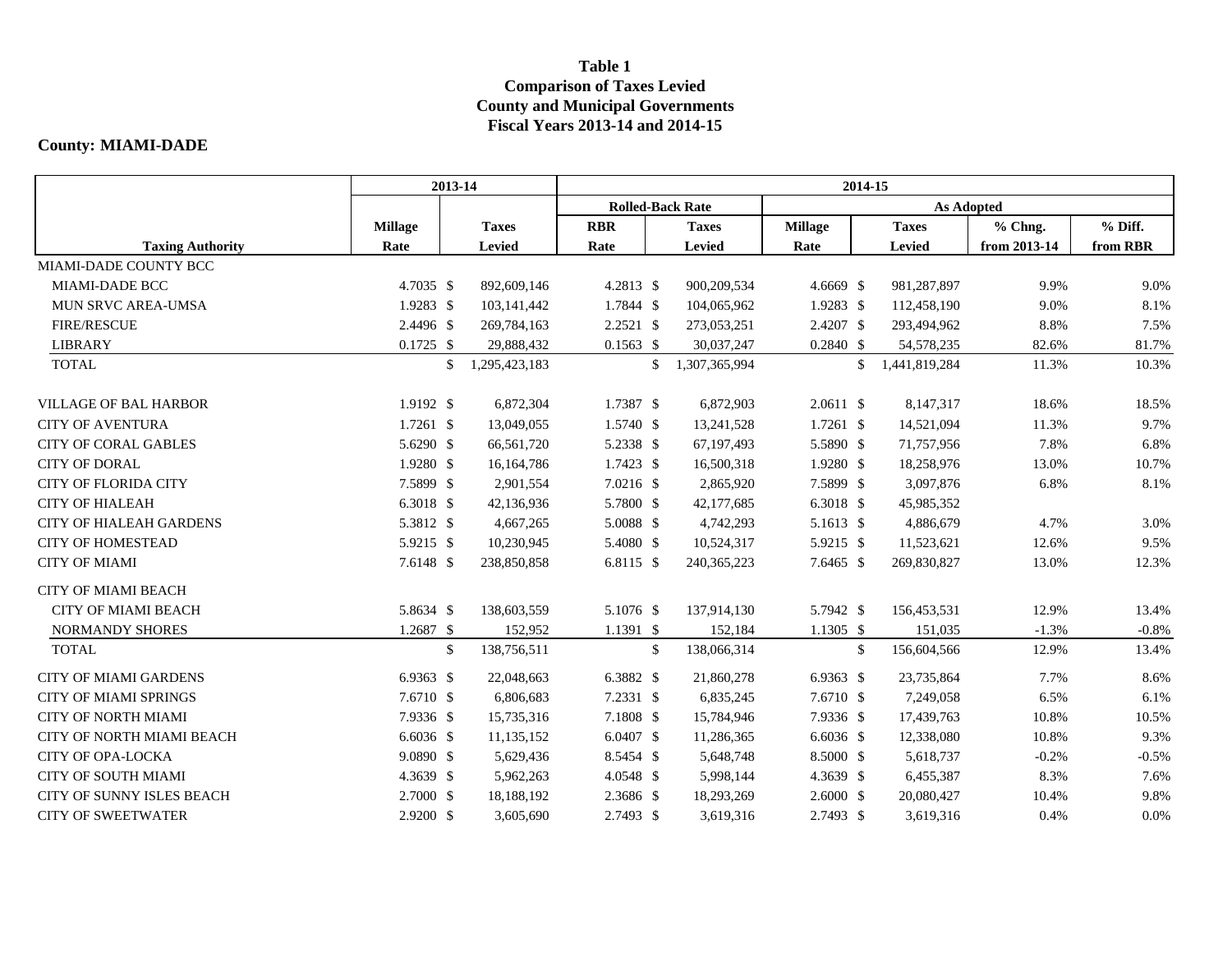**Table 1**
**Comparison of Taxes Levied**
**County and Municipal Governments**
**Fiscal Years 2013-14 and 2014-15**

**County: MIAMI-DADE**

| | 2013-14 | | 2014-15 | | | | | |
|---|---|---|---|---|---|---|---|---|
| | | | Rolled-Back Rate | | As Adopted | | | |
| Taxing Authority | Millage Rate | Taxes Levied | RBR Rate | Taxes Levied | Millage Rate | Taxes Levied | % Chng. from 2013-14 | % Diff. from RBR |
| MIAMI-DADE COUNTY BCC | | | | | | | | |
| MIAMI-DADE BCC | 4.7035 | $ 892,609,146 | 4.2813 | $ 900,209,534 | 4.6669 | $ 981,287,897 | 9.9% | 9.0% |
| MUN SRVC AREA-UMSA | 1.9283 | $ 103,141,442 | 1.7844 | $ 104,065,962 | 1.9283 | $ 112,458,190 | 9.0% | 8.1% |
| FIRE/RESCUE | 2.4496 | $ 269,784,163 | 2.2521 | $ 273,053,251 | 2.4207 | $ 293,494,962 | 8.8% | 7.5% |
| LIBRARY | 0.1725 | $ 29,888,432 | 0.1563 | $ 30,037,247 | 0.2840 | $ 54,578,235 | 82.6% | 81.7% |
| TOTAL | | $ 1,295,423,183 | | $ 1,307,365,994 | | $ 1,441,819,284 | 11.3% | 10.3% |
| VILLAGE OF BAL HARBOR | 1.9192 | $ 6,872,304 | 1.7387 | $ 6,872,903 | 2.0611 | $ 8,147,317 | 18.6% | 18.5% |
| CITY OF AVENTURA | 1.7261 | $ 13,049,055 | 1.5740 | $ 13,241,528 | 1.7261 | $ 14,521,094 | 11.3% | 9.7% |
| CITY OF CORAL GABLES | 5.6290 | $ 66,561,720 | 5.2338 | $ 67,197,493 | 5.5890 | $ 71,757,956 | 7.8% | 6.8% |
| CITY OF DORAL | 1.9280 | $ 16,164,786 | 1.7423 | $ 16,500,318 | 1.9280 | $ 18,258,976 | 13.0% | 10.7% |
| CITY OF FLORIDA CITY | 7.5899 | $ 2,901,554 | 7.0216 | $ 2,865,920 | 7.5899 | $ 3,097,876 | 6.8% | 8.1% |
| CITY OF HIALEAH | 6.3018 | $ 42,136,936 | 5.7800 | $ 42,177,685 | 6.3018 | $ 45,985,352 | | |
| CITY OF HIALEAH GARDENS | 5.3812 | $ 4,667,265 | 5.0088 | $ 4,742,293 | 5.1613 | $ 4,886,679 | 4.7% | 3.0% |
| CITY OF HOMESTEAD | 5.9215 | $ 10,230,945 | 5.4080 | $ 10,524,317 | 5.9215 | $ 11,523,621 | 12.6% | 9.5% |
| CITY OF MIAMI | 7.6148 | $ 238,850,858 | 6.8115 | $ 240,365,223 | 7.6465 | $ 269,830,827 | 13.0% | 12.3% |
| CITY OF MIAMI BEACH | | | | | | | | |
| CITY OF MIAMI BEACH | 5.8634 | $ 138,603,559 | 5.1076 | $ 137,914,130 | 5.7942 | $ 156,453,531 | 12.9% | 13.4% |
| NORMANDY SHORES | 1.2687 | $ 152,952 | 1.1391 | $ 152,184 | 1.1305 | $ 151,035 | -1.3% | -0.8% |
| TOTAL | | $ 138,756,511 | | $ 138,066,314 | | $ 156,604,566 | 12.9% | 13.4% |
| CITY OF MIAMI GARDENS | 6.9363 | $ 22,048,663 | 6.3882 | $ 21,860,278 | 6.9363 | $ 23,735,864 | 7.7% | 8.6% |
| CITY OF MIAMI SPRINGS | 7.6710 | $ 6,806,683 | 7.2331 | $ 6,835,245 | 7.6710 | $ 7,249,058 | 6.5% | 6.1% |
| CITY OF NORTH MIAMI | 7.9336 | $ 15,735,316 | 7.1808 | $ 15,784,946 | 7.9336 | $ 17,439,763 | 10.8% | 10.5% |
| CITY OF NORTH MIAMI BEACH | 6.6036 | $ 11,135,152 | 6.0407 | $ 11,286,365 | 6.6036 | $ 12,338,080 | 10.8% | 9.3% |
| CITY OF OPA-LOCKA | 9.0890 | $ 5,629,436 | 8.5454 | $ 5,648,748 | 8.5000 | $ 5,618,737 | -0.2% | -0.5% |
| CITY OF SOUTH MIAMI | 4.3639 | $ 5,962,263 | 4.0548 | $ 5,998,144 | 4.3639 | $ 6,455,387 | 8.3% | 7.6% |
| CITY OF SUNNY ISLES BEACH | 2.7000 | $ 18,188,192 | 2.3686 | $ 18,293,269 | 2.6000 | $ 20,080,427 | 10.4% | 9.8% |
| CITY OF SWEETWATER | 2.9200 | $ 3,605,690 | 2.7493 | $ 3,619,316 | 2.7493 | $ 3,619,316 | 0.4% | 0.0% |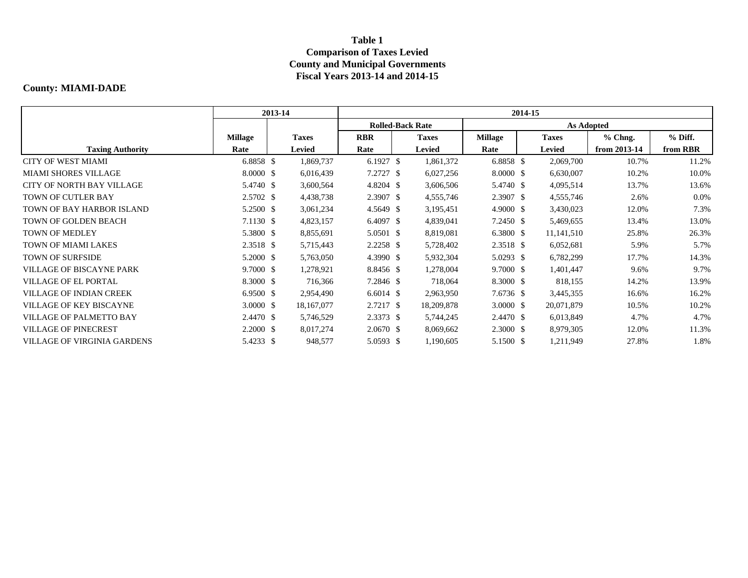**Table 1**
**Comparison of Taxes Levied**
**County and Municipal Governments**
**Fiscal Years 2013-14 and 2014-15**

**County: MIAMI-DADE**

| | 2013-14 | | 2014-15 | | | | | |
|---|---|---|---|---|---|---|---|---|
| | | | Rolled-Back Rate | | As Adopted | | | |
| Taxing Authority | Millage Rate | Taxes Levied | RBR Rate | Taxes Levied | Millage Rate | Taxes Levied | % Chng. from 2013-14 | % Diff. from RBR |
| CITY OF WEST MIAMI | 6.8858 | $ 1,869,737 | 6.1927 | $ 1,861,372 | 6.8858 | $ 2,069,700 | 10.7% | 11.2% |
| MIAMI SHORES VILLAGE | 8.0000 | $ 6,016,439 | 7.2727 | $ 6,027,256 | 8.0000 | $ 6,630,007 | 10.2% | 10.0% |
| CITY OF NORTH BAY VILLAGE | 5.4740 | $ 3,600,564 | 4.8204 | $ 3,606,506 | 5.4740 | $ 4,095,514 | 13.7% | 13.6% |
| TOWN OF CUTLER BAY | 2.5702 | $ 4,438,738 | 2.3907 | $ 4,555,746 | 2.3907 | $ 4,555,746 | 2.6% | 0.0% |
| TOWN OF BAY HARBOR ISLAND | 5.2500 | $ 3,061,234 | 4.5649 | $ 3,195,451 | 4.9000 | $ 3,430,023 | 12.0% | 7.3% |
| TOWN OF GOLDEN BEACH | 7.1130 | $ 4,823,157 | 6.4097 | $ 4,839,041 | 7.2450 | $ 5,469,655 | 13.4% | 13.0% |
| TOWN OF MEDLEY | 5.3800 | $ 8,855,691 | 5.0501 | $ 8,819,081 | 6.3800 | $ 11,141,510 | 25.8% | 26.3% |
| TOWN OF MIAMI LAKES | 2.3518 | $ 5,715,443 | 2.2258 | $ 5,728,402 | 2.3518 | $ 6,052,681 | 5.9% | 5.7% |
| TOWN OF SURFSIDE | 5.2000 | $ 5,763,050 | 4.3990 | $ 5,932,304 | 5.0293 | $ 6,782,299 | 17.7% | 14.3% |
| VILLAGE OF BISCAYNE PARK | 9.7000 | $ 1,278,921 | 8.8456 | $ 1,278,004 | 9.7000 | $ 1,401,447 | 9.6% | 9.7% |
| VILLAGE OF EL PORTAL | 8.3000 | $ 716,366 | 7.2846 | $ 718,064 | 8.3000 | $ 818,155 | 14.2% | 13.9% |
| VILLAGE OF INDIAN CREEK | 6.9500 | $ 2,954,490 | 6.6014 | $ 2,963,950 | 7.6736 | $ 3,445,355 | 16.6% | 16.2% |
| VILLAGE OF KEY BISCAYNE | 3.0000 | $ 18,167,077 | 2.7217 | $ 18,209,878 | 3.0000 | $ 20,071,879 | 10.5% | 10.2% |
| VILLAGE OF PALMETTO BAY | 2.4470 | $ 5,746,529 | 2.3373 | $ 5,744,245 | 2.4470 | $ 6,013,849 | 4.7% | 4.7% |
| VILLAGE OF PINECREST | 2.2000 | $ 8,017,274 | 2.0670 | $ 8,069,662 | 2.3000 | $ 8,979,305 | 12.0% | 11.3% |
| VILLAGE OF VIRGINIA GARDENS | 5.4233 | $ 948,577 | 5.0593 | $ 1,190,605 | 5.1500 | $ 1,211,949 | 27.8% | 1.8% |